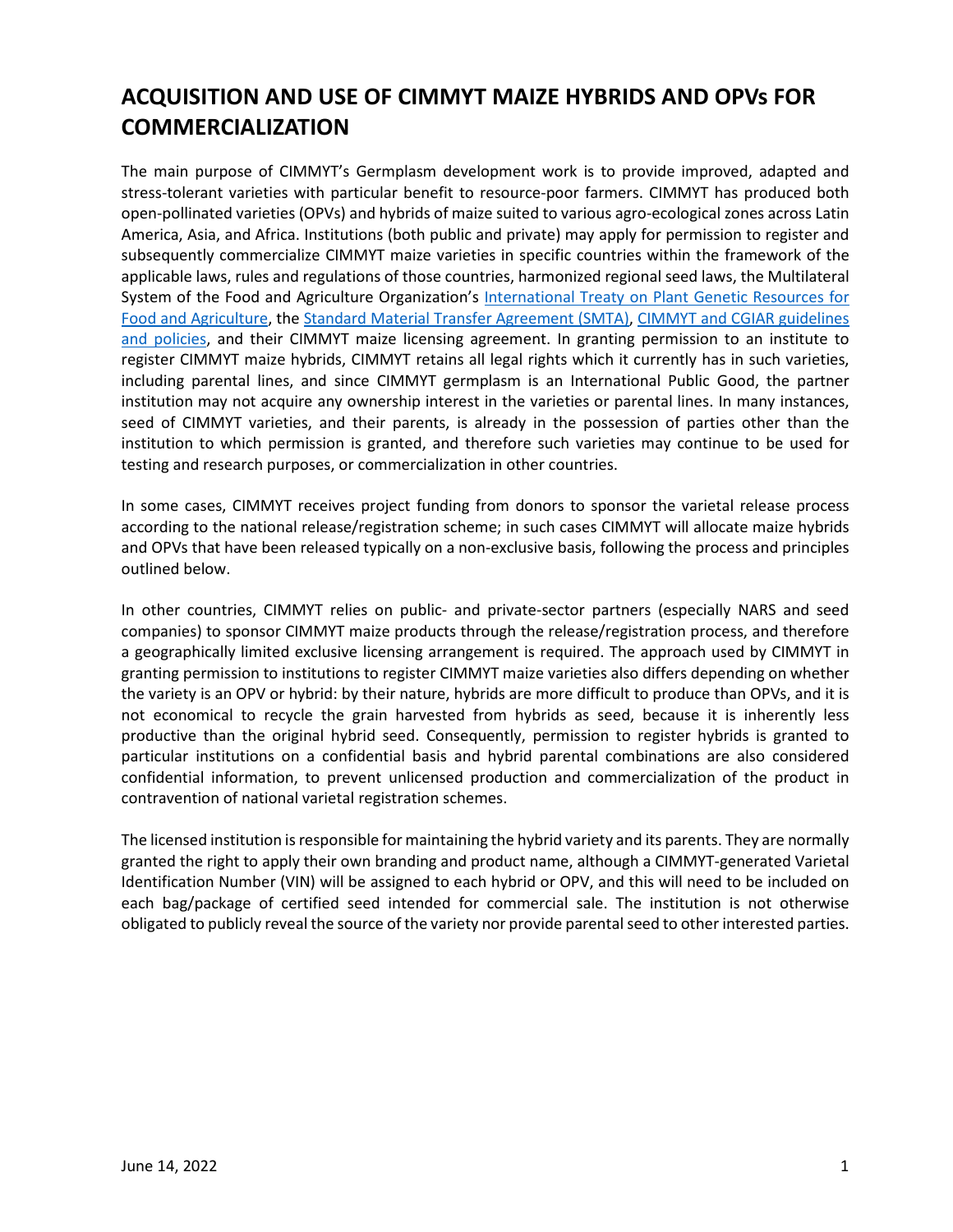# ACQUISITION AND USE OF CIMMYT MAIZE HYBRIDS AND OPVs FOR COMMERCIALIZATION

The main purpose of CIMMYT's Germplasm development work is to provide improved, adapted and stress-tolerant varieties with particular benefit to resource-poor farmers. CIMMYT has produced both open-pollinated varieties (OPVs) and hybrids of maize suited to various agro-ecological zones across Latin America, Asia, and Africa. Institutions (both public and private) may apply for permission to register and subsequently commercialize CIMMYT maize varieties in specific countries within the framework of the applicable laws, rules and regulations of those countries, harmonized regional seed laws, the Multilateral System of the Food and Agriculture Organization's International Treaty on Plant Genetic Resources for Food and Agriculture, the Standard Material Transfer Agreement (SMTA), CIMMYT and CGIAR guidelines and policies, and their CIMMYT maize licensing agreement. In granting permission to an institute to register CIMMYT maize hybrids, CIMMYT retains all legal rights which it currently has in such varieties, including parental lines, and since CIMMYT germplasm is an International Public Good, the partner institution may not acquire any ownership interest in the varieties or parental lines. In many instances, seed of CIMMYT varieties, and their parents, is already in the possession of parties other than the institution to which permission is granted, and therefore such varieties may continue to be used for testing and research purposes, or commercialization in other countries.

In some cases, CIMMYT receives project funding from donors to sponsor the varietal release process according to the national release/registration scheme; in such cases CIMMYT will allocate maize hybrids and OPVs that have been released typically on a non-exclusive basis, following the process and principles outlined below.

In other countries, CIMMYT relies on public- and private-sector partners (especially NARS and seed companies) to sponsor CIMMYT maize products through the release/registration process, and therefore a geographically limited exclusive licensing arrangement is required. The approach used by CIMMYT in granting permission to institutions to register CIMMYT maize varieties also differs depending on whether the variety is an OPV or hybrid: by their nature, hybrids are more difficult to produce than OPVs, and it is not economical to recycle the grain harvested from hybrids as seed, because it is inherently less productive than the original hybrid seed. Consequently, permission to register hybrids is granted to particular institutions on a confidential basis and hybrid parental combinations are also considered confidential information, to prevent unlicensed production and commercialization of the product in contravention of national varietal registration schemes.

The licensed institution is responsible for maintaining the hybrid variety and its parents. They are normally granted the right to apply their own branding and product name, although a CIMMYT-generated Varietal Identification Number (VIN) will be assigned to each hybrid or OPV, and this will need to be included on each bag/package of certified seed intended for commercial sale. The institution is not otherwise obligated to publicly reveal the source of the variety nor provide parental seed to other interested parties.

June 14, 2022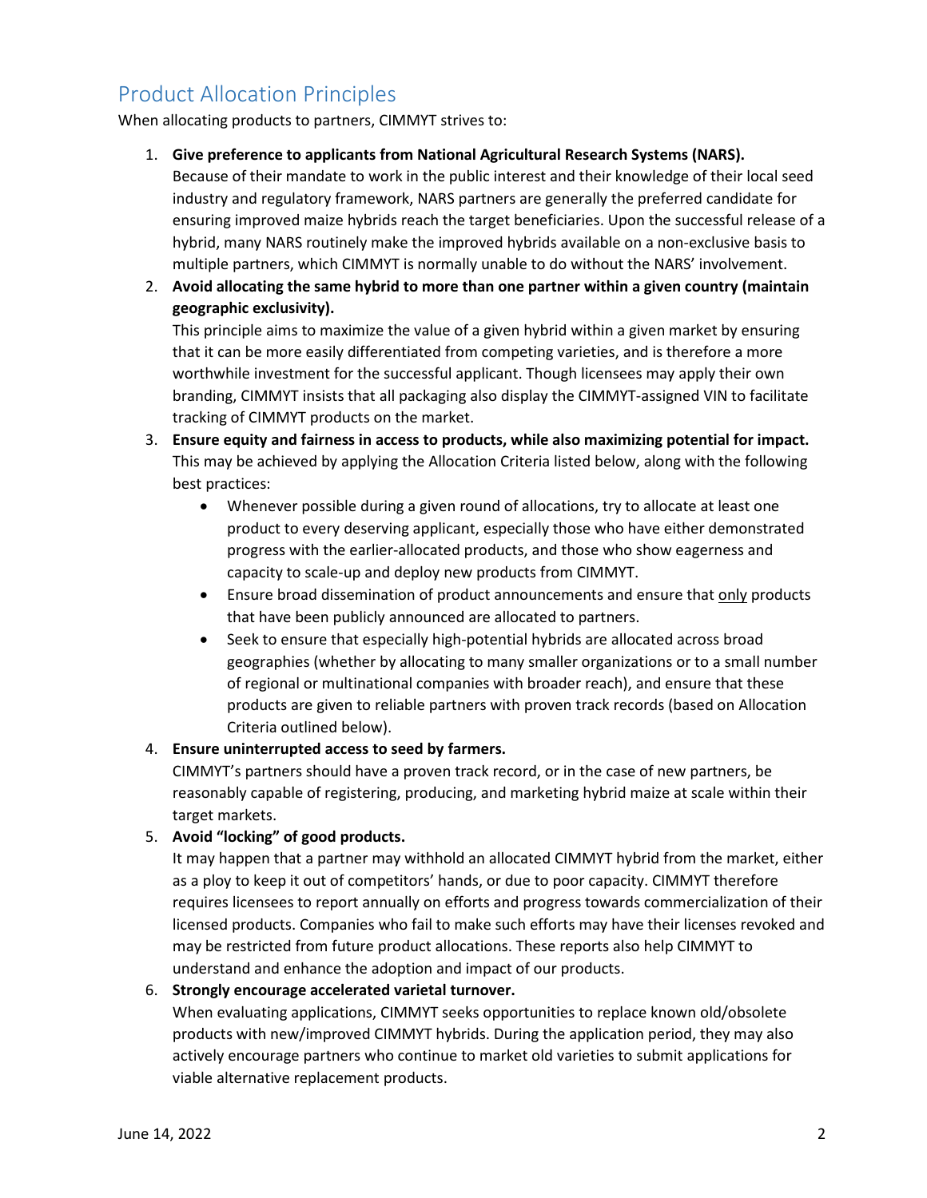## Product Allocation Principles

When allocating products to partners, CIMMYT strives to:

1. **Give preference to applicants from National Agricultural Research Systems (NARS).**
   Because of their mandate to work in the public interest and their knowledge of their local seed industry and regulatory framework, NARS partners are generally the preferred candidate for ensuring improved maize hybrids reach the target beneficiaries. Upon the successful release of a hybrid, many NARS routinely make the improved hybrids available on a non-exclusive basis to multiple partners, which CIMMYT is normally unable to do without the NARS' involvement.
2. **Avoid allocating the same hybrid to more than one partner within a given country (maintain geographic exclusivity).**
   This principle aims to maximize the value of a given hybrid within a given market by ensuring that it can be more easily differentiated from competing varieties, and is therefore a more worthwhile investment for the successful applicant. Though licensees may apply their own branding, CIMMYT insists that all packaging also display the CIMMYT-assigned VIN to facilitate tracking of CIMMYT products on the market.
3. **Ensure equity and fairness in access to products, while also maximizing potential for impact.**
   This may be achieved by applying the Allocation Criteria listed below, along with the following best practices:
   - Whenever possible during a given round of allocations, try to allocate at least one product to every deserving applicant, especially those who have either demonstrated progress with the earlier-allocated products, and those who show eagerness and capacity to scale-up and deploy new products from CIMMYT.
   - Ensure broad dissemination of product announcements and ensure that <u>only</u> products that have been publicly announced are allocated to partners.
   - Seek to ensure that especially high-potential hybrids are allocated across broad geographies (whether by allocating to many smaller organizations or to a small number of regional or multinational companies with broader reach), and ensure that these products are given to reliable partners with proven track records (based on Allocation Criteria outlined below).
4. **Ensure uninterrupted access to seed by farmers.**
   CIMMYT's partners should have a proven track record, or in the case of new partners, be reasonably capable of registering, producing, and marketing hybrid maize at scale within their target markets.
5. **Avoid "locking" of good products.**
   It may happen that a partner may withhold an allocated CIMMYT hybrid from the market, either as a ploy to keep it out of competitors' hands, or due to poor capacity. CIMMYT therefore requires licensees to report annually on efforts and progress towards commercialization of their licensed products. Companies who fail to make such efforts may have their licenses revoked and may be restricted from future product allocations. These reports also help CIMMYT to understand and enhance the adoption and impact of our products.
6. **Strongly encourage accelerated varietal turnover.**
   When evaluating applications, CIMMYT seeks opportunities to replace known old/obsolete products with new/improved CIMMYT hybrids. During the application period, they may also actively encourage partners who continue to market old varieties to submit applications for viable alternative replacement products.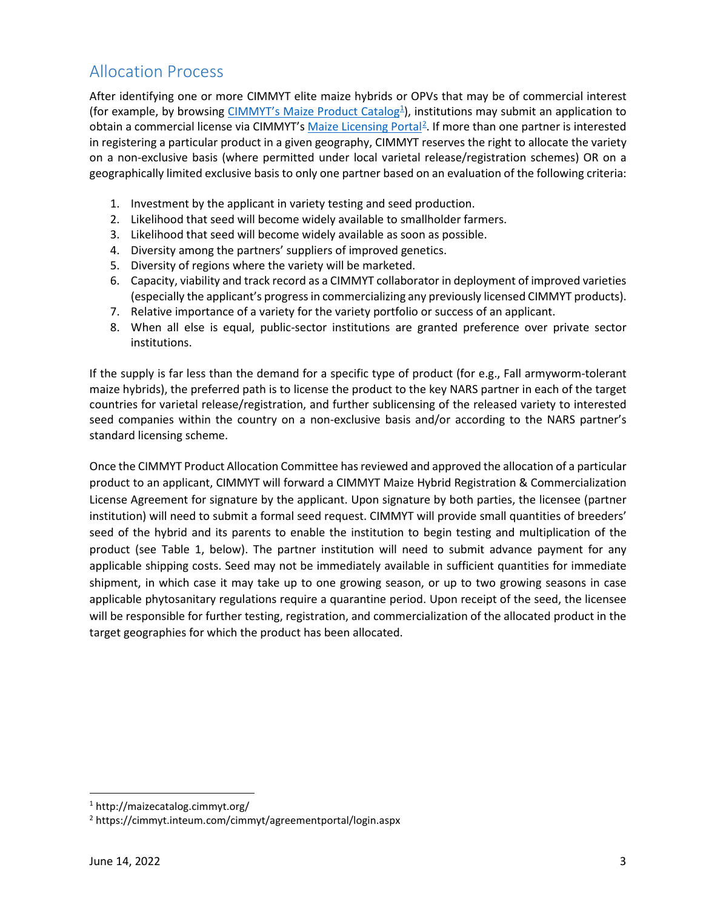## Allocation Process

After identifying one or more CIMMYT elite maize hybrids or OPVs that may be of commercial interest (for example, by browsing CIMMYT's Maize Product Catalog[1]), institutions may submit an application to obtain a commercial license via CIMMYT's Maize Licensing Portal[2]. If more than one partner is interested in registering a particular product in a given geography, CIMMYT reserves the right to allocate the variety on a non-exclusive basis (where permitted under local varietal release/registration schemes) OR on a geographically limited exclusive basis to only one partner based on an evaluation of the following criteria:

1. Investment by the applicant in variety testing and seed production.
2. Likelihood that seed will become widely available to smallholder farmers.
3. Likelihood that seed will become widely available as soon as possible.
4. Diversity among the partners' suppliers of improved genetics.
5. Diversity of regions where the variety will be marketed.
6. Capacity, viability and track record as a CIMMYT collaborator in deployment of improved varieties (especially the applicant's progress in commercializing any previously licensed CIMMYT products).
7. Relative importance of a variety for the variety portfolio or success of an applicant.
8. When all else is equal, public-sector institutions are granted preference over private sector institutions.

If the supply is far less than the demand for a specific type of product (for e.g., Fall armyworm-tolerant maize hybrids), the preferred path is to license the product to the key NARS partner in each of the target countries for varietal release/registration, and further sublicensing of the released variety to interested seed companies within the country on a non-exclusive basis and/or according to the NARS partner's standard licensing scheme.

Once the CIMMYT Product Allocation Committee has reviewed and approved the allocation of a particular product to an applicant, CIMMYT will forward a CIMMYT Maize Hybrid Registration & Commercialization License Agreement for signature by the applicant. Upon signature by both parties, the licensee (partner institution) will need to submit a formal seed request. CIMMYT will provide small quantities of breeders' seed of the hybrid and its parents to enable the institution to begin testing and multiplication of the product (see Table 1, below). The partner institution will need to submit advance payment for any applicable shipping costs. Seed may not be immediately available in sufficient quantities for immediate shipment, in which case it may take up to one growing season, or up to two growing seasons in case applicable phytosanitary regulations require a quarantine period. Upon receipt of the seed, the licensee will be responsible for further testing, registration, and commercialization of the allocated product in the target geographies for which the product has been allocated.

[1] http://maizecatalog.cimmyt.org/

[2] https://cimmyt.inteum.com/cimmyt/agreementportal/login.aspx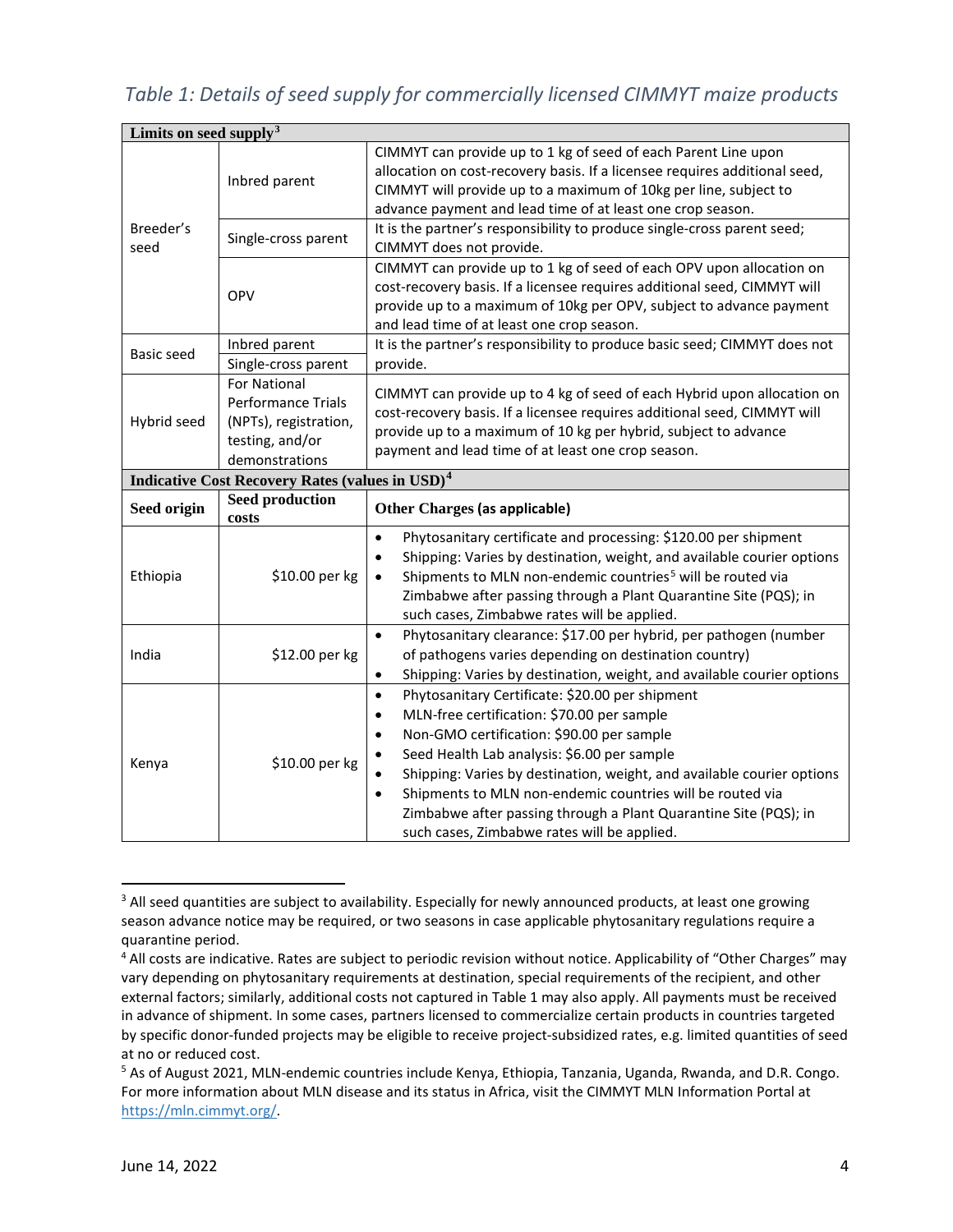*Table 1: Details of seed supply for commercially licensed CIMMYT maize products*

| **Limits on seed supply**[3] | | |
|---|---|---|
| Breeder's seed | Inbred parent | CIMMYT can provide up to 1 kg of seed of each Parent Line upon allocation on cost-recovery basis. If a licensee requires additional seed, CIMMYT will provide up to a maximum of 10kg per line, subject to advance payment and lead time of at least one crop season. |
| | Single-cross parent | It is the partner's responsibility to produce single-cross parent seed; CIMMYT does not provide. |
| | OPV | CIMMYT can provide up to 1 kg of seed of each OPV upon allocation on cost-recovery basis. If a licensee requires additional seed, CIMMYT will provide up to a maximum of 10kg per OPV, subject to advance payment and lead time of at least one crop season. |
| Basic seed | Inbred parent | It is the partner's responsibility to produce basic seed; CIMMYT does not provide. |
| | Single-cross parent | |
| Hybrid seed | For National Performance Trials (NPTs), registration, testing, and/or demonstrations | CIMMYT can provide up to 4 kg of seed of each Hybrid upon allocation on cost-recovery basis. If a licensee requires additional seed, CIMMYT will provide up to a maximum of 10 kg per hybrid, subject to advance payment and lead time of at least one crop season. |
| **Indicative Cost Recovery Rates (values in USD)**[4] | | |
| **Seed origin** | **Seed production costs** | **Other Charges (as applicable)** |
| Ethiopia | $10.00 per kg | • Phytosanitary certificate and processing: $120.00 per shipment<br>• Shipping: Varies by destination, weight, and available courier options<br>• Shipments to MLN non-endemic countries[5] will be routed via Zimbabwe after passing through a Plant Quarantine Site (PQS); in such cases, Zimbabwe rates will be applied. |
| India | $12.00 per kg | • Phytosanitary clearance: $17.00 per hybrid, per pathogen (number of pathogens varies depending on destination country)<br>• Shipping: Varies by destination, weight, and available courier options |
| Kenya | $10.00 per kg | • Phytosanitary Certificate: $20.00 per shipment<br>• MLN-free certification: $70.00 per sample<br>• Non-GMO certification: $90.00 per sample<br>• Seed Health Lab analysis: $6.00 per sample<br>• Shipping: Varies by destination, weight, and available courier options<br>• Shipments to MLN non-endemic countries will be routed via Zimbabwe after passing through a Plant Quarantine Site (PQS); in such cases, Zimbabwe rates will be applied. |

[3] All seed quantities are subject to availability. Especially for newly announced products, at least one growing season advance notice may be required, or two seasons in case applicable phytosanitary regulations require a quarantine period.

[4] All costs are indicative. Rates are subject to periodic revision without notice. Applicability of "Other Charges" may vary depending on phytosanitary requirements at destination, special requirements of the recipient, and other external factors; similarly, additional costs not captured in Table 1 may also apply. All payments must be received in advance of shipment. In some cases, partners licensed to commercialize certain products in countries targeted by specific donor-funded projects may be eligible to receive project-subsidized rates, e.g. limited quantities of seed at no or reduced cost.

[5] As of August 2021, MLN-endemic countries include Kenya, Ethiopia, Tanzania, Uganda, Rwanda, and D.R. Congo. For more information about MLN disease and its status in Africa, visit the CIMMYT MLN Information Portal at https://mln.cimmyt.org/.

June 14, 2022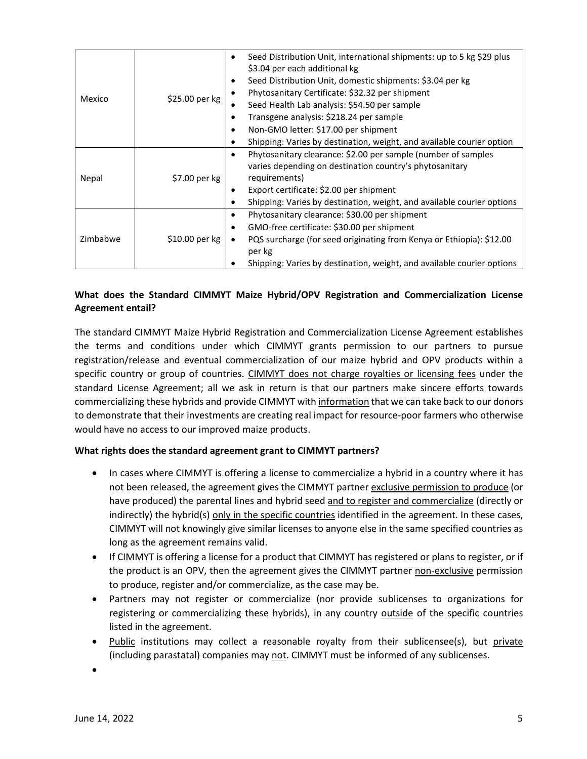| Mexico | $25.00 per kg | • Seed Distribution Unit, international shipments: up to 5 kg $29 plus $3.04 per each additional kg<br>• Seed Distribution Unit, domestic shipments: $3.04 per kg<br>• Phytosanitary Certificate: $32.32 per shipment<br>• Seed Health Lab analysis: $54.50 per sample<br>• Transgene analysis: $218.24 per sample<br>• Non-GMO letter: $17.00 per shipment<br>• Shipping: Varies by destination, weight, and available courier option |
|---|---|---|
| Nepal | $7.00 per kg | • Phytosanitary clearance: $2.00 per sample (number of samples varies depending on destination country's phytosanitary requirements)<br>• Export certificate: $2.00 per shipment<br>• Shipping: Varies by destination, weight, and available courier options |
| Zimbabwe | $10.00 per kg | • Phytosanitary clearance: $30.00 per shipment<br>• GMO-free certificate: $30.00 per shipment<br>• PQS surcharge (for seed originating from Kenya or Ethiopia): $12.00 per kg<br>• Shipping: Varies by destination, weight, and available courier options |

**What does the Standard CIMMYT Maize Hybrid/OPV Registration and Commercialization License Agreement entail?**

The standard CIMMYT Maize Hybrid Registration and Commercialization License Agreement establishes the terms and conditions under which CIMMYT grants permission to our partners to pursue registration/release and eventual commercialization of our maize hybrid and OPV products within a specific country or group of countries. CIMMYT does not charge royalties or licensing fees under the standard License Agreement; all we ask in return is that our partners make sincere efforts towards commercializing these hybrids and provide CIMMYT with information that we can take back to our donors to demonstrate that their investments are creating real impact for resource-poor farmers who otherwise would have no access to our improved maize products.

**What rights does the standard agreement grant to CIMMYT partners?**

- In cases where CIMMYT is offering a license to commercialize a hybrid in a country where it has not been released, the agreement gives the CIMMYT partner exclusive permission to produce (or have produced) the parental lines and hybrid seed and to register and commercialize (directly or indirectly) the hybrid(s) only in the specific countries identified in the agreement. In these cases, CIMMYT will not knowingly give similar licenses to anyone else in the same specified countries as long as the agreement remains valid.
- If CIMMYT is offering a license for a product that CIMMYT has registered or plans to register, or if the product is an OPV, then the agreement gives the CIMMYT partner non-exclusive permission to produce, register and/or commercialize, as the case may be.
- Partners may not register or commercialize (nor provide sublicenses to organizations for registering or commercializing these hybrids), in any country outside of the specific countries listed in the agreement.
- Public institutions may collect a reasonable royalty from their sublicensee(s), but private (including parastatal) companies may not. CIMMYT must be informed of any sublicenses.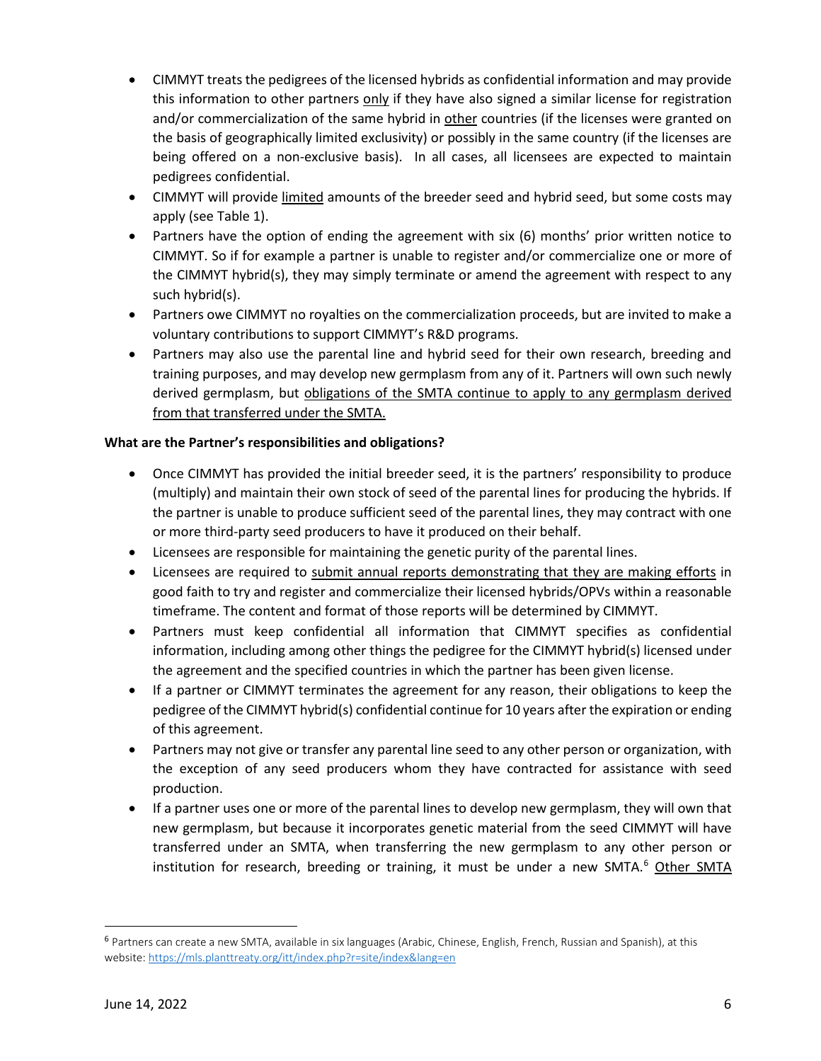- CIMMYT treats the pedigrees of the licensed hybrids as confidential information and may provide this information to other partners <u>only</u> if they have also signed a similar license for registration and/or commercialization of the same hybrid in <u>other</u> countries (if the licenses were granted on the basis of geographically limited exclusivity) or possibly in the same country (if the licenses are being offered on a non-exclusive basis). In all cases, all licensees are expected to maintain pedigrees confidential.
- CIMMYT will provide <u>limited</u> amounts of the breeder seed and hybrid seed, but some costs may apply (see Table 1).
- Partners have the option of ending the agreement with six (6) months' prior written notice to CIMMYT. So if for example a partner is unable to register and/or commercialize one or more of the CIMMYT hybrid(s), they may simply terminate or amend the agreement with respect to any such hybrid(s).
- Partners owe CIMMYT no royalties on the commercialization proceeds, but are invited to make a voluntary contributions to support CIMMYT's R&D programs.
- Partners may also use the parental line and hybrid seed for their own research, breeding and training purposes, and may develop new germplasm from any of it. Partners will own such newly derived germplasm, but <u>obligations of the SMTA continue to apply to any germplasm derived from that transferred under the SMTA.</u>

**What are the Partner's responsibilities and obligations?**

- Once CIMMYT has provided the initial breeder seed, it is the partners' responsibility to produce (multiply) and maintain their own stock of seed of the parental lines for producing the hybrids. If the partner is unable to produce sufficient seed of the parental lines, they may contract with one or more third-party seed producers to have it produced on their behalf.
- Licensees are responsible for maintaining the genetic purity of the parental lines.
- Licensees are required to <u>submit annual reports demonstrating that they are making efforts</u> in good faith to try and register and commercialize their licensed hybrids/OPVs within a reasonable timeframe. The content and format of those reports will be determined by CIMMYT.
- Partners must keep confidential all information that CIMMYT specifies as confidential information, including among other things the pedigree for the CIMMYT hybrid(s) licensed under the agreement and the specified countries in which the partner has been given license.
- If a partner or CIMMYT terminates the agreement for any reason, their obligations to keep the pedigree of the CIMMYT hybrid(s) confidential continue for 10 years after the expiration or ending of this agreement.
- Partners may not give or transfer any parental line seed to any other person or organization, with the exception of any seed producers whom they have contracted for assistance with seed production.
- If a partner uses one or more of the parental lines to develop new germplasm, they will own that new germplasm, but because it incorporates genetic material from the seed CIMMYT will have transferred under an SMTA, when transferring the new germplasm to any other person or institution for research, breeding or training, it must be under a new SMTA.[6] <u>Other SMTA</u>

[6] Partners can create a new SMTA, available in six languages (Arabic, Chinese, English, French, Russian and Spanish), at this website: https://mls.planttreaty.org/itt/index.php?r=site/index&lang=en

June 14, 2022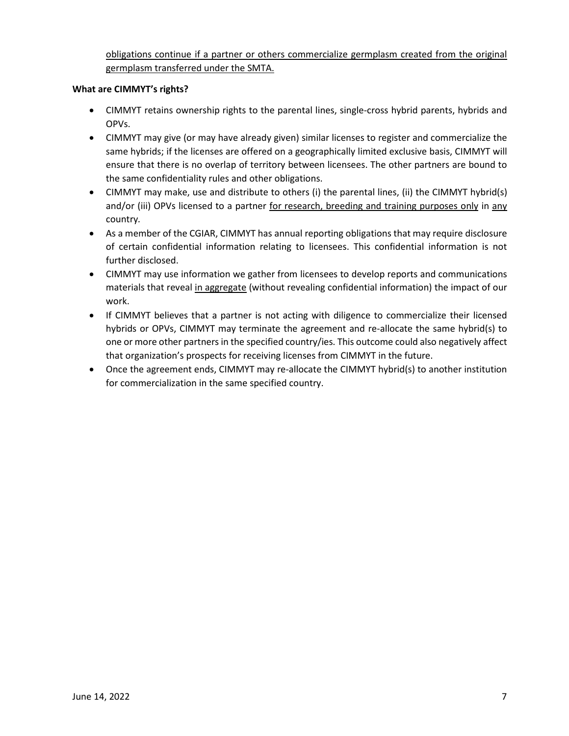obligations continue if a partner or others commercialize germplasm created from the original germplasm transferred under the SMTA.

**What are CIMMYT's rights?**

- CIMMYT retains ownership rights to the parental lines, single-cross hybrid parents, hybrids and OPVs.
- CIMMYT may give (or may have already given) similar licenses to register and commercialize the same hybrids; if the licenses are offered on a geographically limited exclusive basis, CIMMYT will ensure that there is no overlap of territory between licensees. The other partners are bound to the same confidentiality rules and other obligations.
- CIMMYT may make, use and distribute to others (i) the parental lines, (ii) the CIMMYT hybrid(s) and/or (iii) OPVs licensed to a partner for research, breeding and training purposes only in any country.
- As a member of the CGIAR, CIMMYT has annual reporting obligations that may require disclosure of certain confidential information relating to licensees. This confidential information is not further disclosed.
- CIMMYT may use information we gather from licensees to develop reports and communications materials that reveal in aggregate (without revealing confidential information) the impact of our work.
- If CIMMYT believes that a partner is not acting with diligence to commercialize their licensed hybrids or OPVs, CIMMYT may terminate the agreement and re-allocate the same hybrid(s) to one or more other partners in the specified country/ies. This outcome could also negatively affect that organization's prospects for receiving licenses from CIMMYT in the future.
- Once the agreement ends, CIMMYT may re-allocate the CIMMYT hybrid(s) to another institution for commercialization in the same specified country.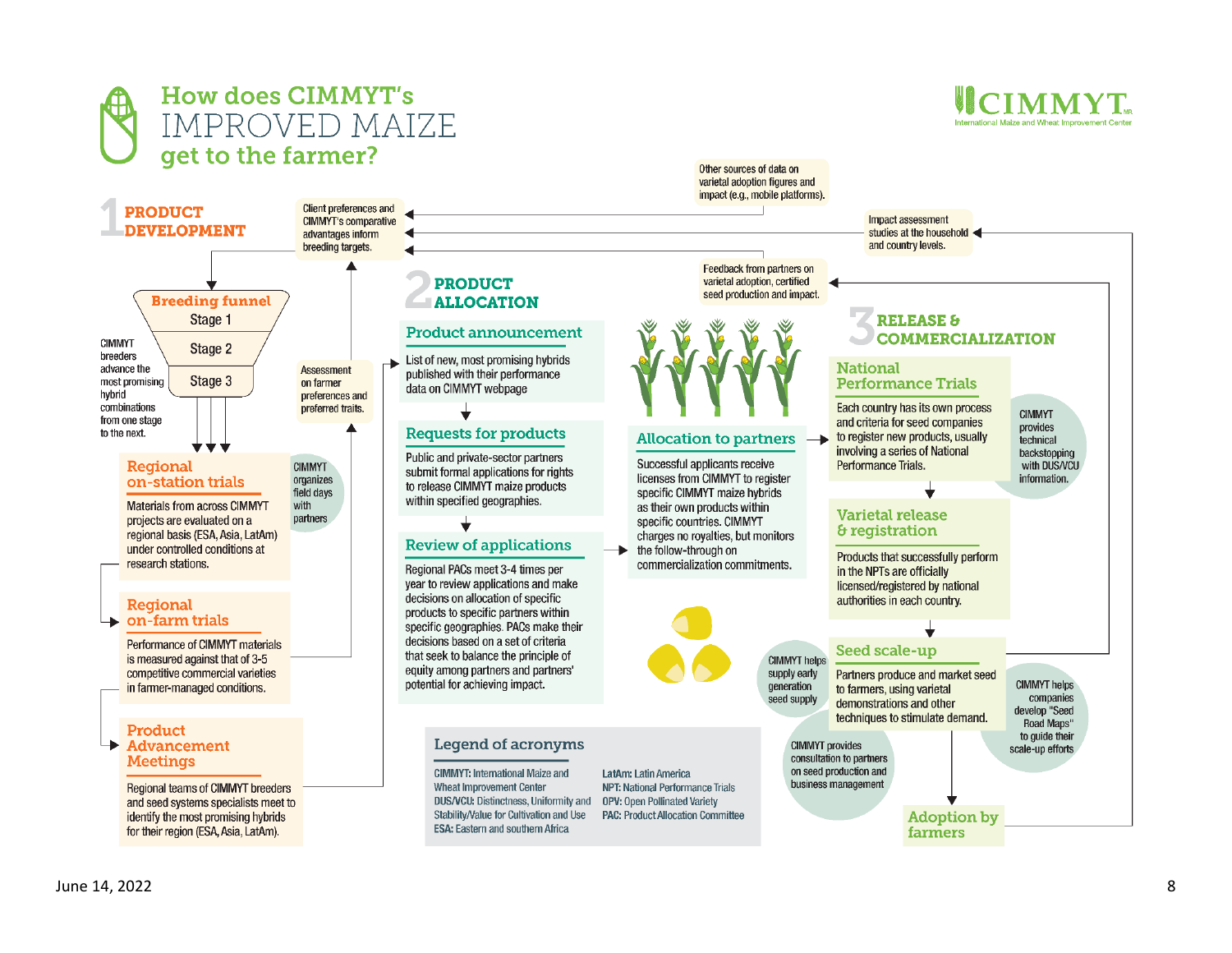# How does CIMMYT's IMPROVED MAIZE get to the farmer?

CIMMYT
International Maize and Wheat Improvement Center

## 1 PRODUCT DEVELOPMENT

Client preferences and CIMMYT's comparative advantages inform breeding targets.

### Breeding funnel

Stage 1

Stage 2

Stage 3

CIMMYT breeders advance the most promising hybrid combinations from one stage to the next.

### Regional on-station trials

Materials from across CIMMYT projects are evaluated on a regional basis (ESA, Asia, LatAm) under controlled conditions at research stations.

CIMMYT organizes field days with partners

Assessment on farmer preferences and preferred traits.

### Regional on-farm trials

Performance of CIMMYT materials is measured against that of 3-5 competitive commercial varieties in farmer-managed conditions.

### Product Advancement Meetings

Regional teams of CIMMYT breeders and seed systems specialists meet to identify the most promising hybrids for their region (ESA, Asia, LatAm).

## 2 PRODUCT ALLOCATION

### Product announcement

List of new, most promising hybrids published with their performance data on CIMMYT webpage

### Requests for products

Public and private-sector partners submit formal applications for rights to release CIMMYT maize products within specified geographies.

### Review of applications

Regional PACs meet 3-4 times per year to review applications and make decisions on allocation of specific products to specific partners within specific geographies. PACs make their decisions based on a set of criteria that seek to balance the principle of equity among partners and partners' potential for achieving impact.

### Allocation to partners

Successful applicants receive licenses from CIMMYT to register specific CIMMYT maize hybrids as their own products within specific countries. CIMMYT charges no royalties, but monitors the follow-through on commercialization commitments.

Other sources of data on varietal adoption figures and impact (e.g., mobile platforms).

Feedback from partners on varietal adoption, certified seed production and impact.

Impact assessment studies at the household and country levels.

## 3 RELEASE & COMMERCIALIZATION

### National Performance Trials

Each country has its own process and criteria for seed companies to register new products, usually involving a series of National Performance Trials.

CIMMYT provides technical backstopping with DUS/VCU information.

### Varietal release & registration

Products that successfully perform in the NPTs are officially licensed/registered by national authorities in each country.

### Seed scale-up

Partners produce and market seed to farmers, using varietal demonstrations and other techniques to stimulate demand.

CIMMYT helps supply early generation seed supply

CIMMYT helps companies develop "Seed Road Maps" to guide their scale-up efforts

CIMMYT provides consultation to partners on seed production and business management

### Adoption by farmers

## Legend of acronyms

CIMMYT: International Maize and Wheat Improvement Center
DUS/VCU: Distinctness, Uniformity and Stability/Value for Cultivation and Use
ESA: Eastern and southern Africa
LatAm: Latin America
NPT: National Performance Trials
OPV: Open Pollinated Variety
PAC: Product Allocation Committee

June 14, 2022